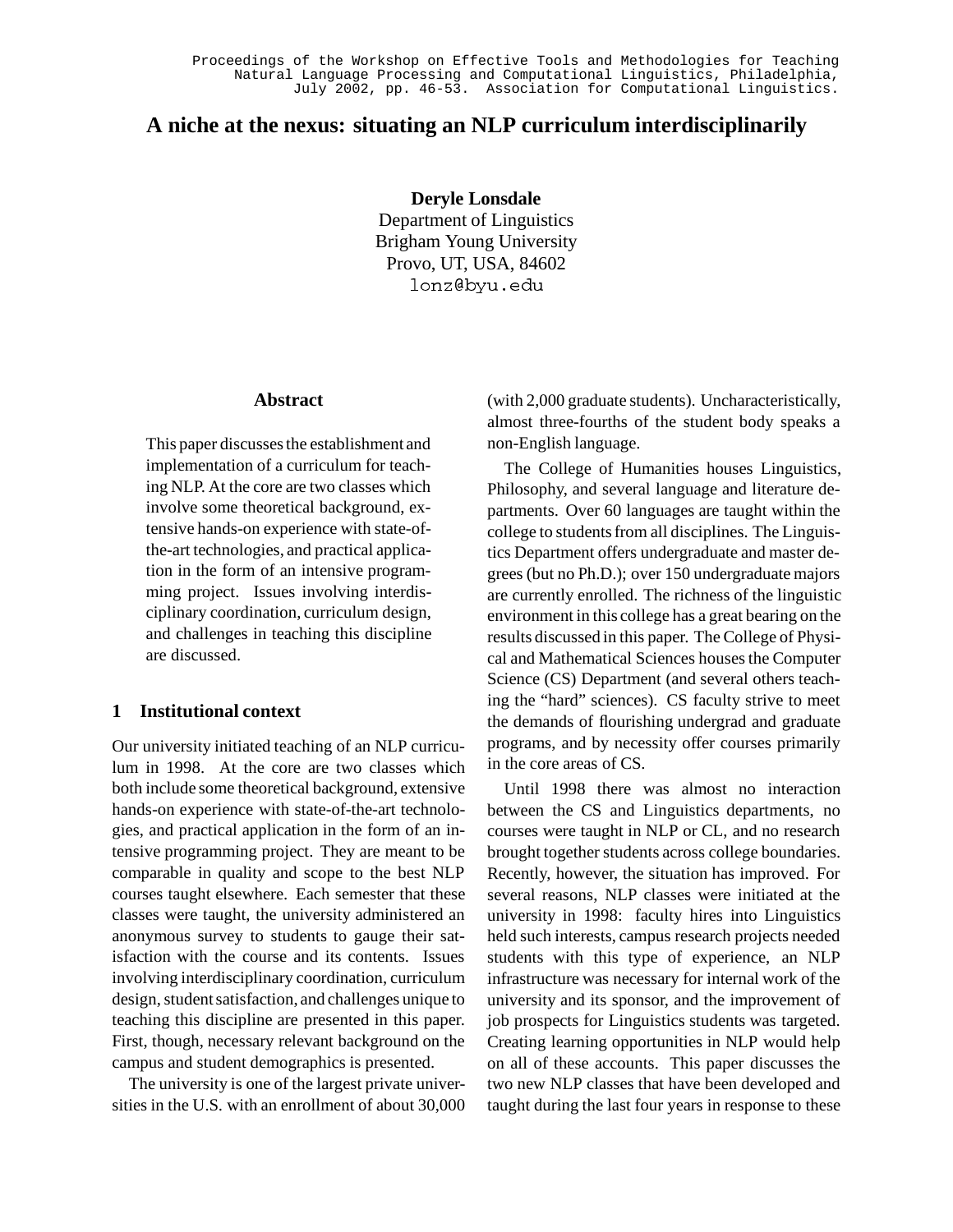# A niche at the nexus: situating an NLP curriculum interdisciplinarily

**Deryle Lonsdale**
Department of Linguistics
Brigham Young University
Provo, UT, USA, 84602
lonz@byu.edu

## Abstract

This paper discusses the establishment and implementation of a curriculum for teaching NLP. At the core are two classes which involve some theoretical background, extensive hands-on experience with state-of-the-art technologies, and practical application in the form of an intensive programming project. Issues involving interdisciplinary coordination, curriculum design, and challenges in teaching this discipline are discussed.

## 1 Institutional context

Our university initiated teaching of an NLP curriculum in 1998. At the core are two classes which both include some theoretical background, extensive hands-on experience with state-of-the-art technologies, and practical application in the form of an intensive programming project. They are meant to be comparable in quality and scope to the best NLP courses taught elsewhere. Each semester that these classes were taught, the university administered an anonymous survey to students to gauge their satisfaction with the course and its contents. Issues involving interdisciplinary coordination, curriculum design, student satisfaction, and challenges unique to teaching this discipline are presented in this paper. First, though, necessary relevant background on the campus and student demographics is presented.

The university is one of the largest private universities in the U.S. with an enrollment of about 30,000 (with 2,000 graduate students). Uncharacteristically, almost three-fourths of the student body speaks a non-English language.

The College of Humanities houses Linguistics, Philosophy, and several language and literature departments. Over 60 languages are taught within the college to students from all disciplines. The Linguistics Department offers undergraduate and master degrees (but no Ph.D.); over 150 undergraduate majors are currently enrolled. The richness of the linguistic environment in this college has a great bearing on the results discussed in this paper. The College of Physical and Mathematical Sciences houses the Computer Science (CS) Department (and several others teaching the "hard" sciences). CS faculty strive to meet the demands of flourishing undergrad and graduate programs, and by necessity offer courses primarily in the core areas of CS.

Until 1998 there was almost no interaction between the CS and Linguistics departments, no courses were taught in NLP or CL, and no research brought together students across college boundaries. Recently, however, the situation has improved. For several reasons, NLP classes were initiated at the university in 1998: faculty hires into Linguistics held such interests, campus research projects needed students with this type of experience, an NLP infrastructure was necessary for internal work of the university and its sponsor, and the improvement of job prospects for Linguistics students was targeted. Creating learning opportunities in NLP would help on all of these accounts. This paper discusses the two new NLP classes that have been developed and taught during the last four years in response to these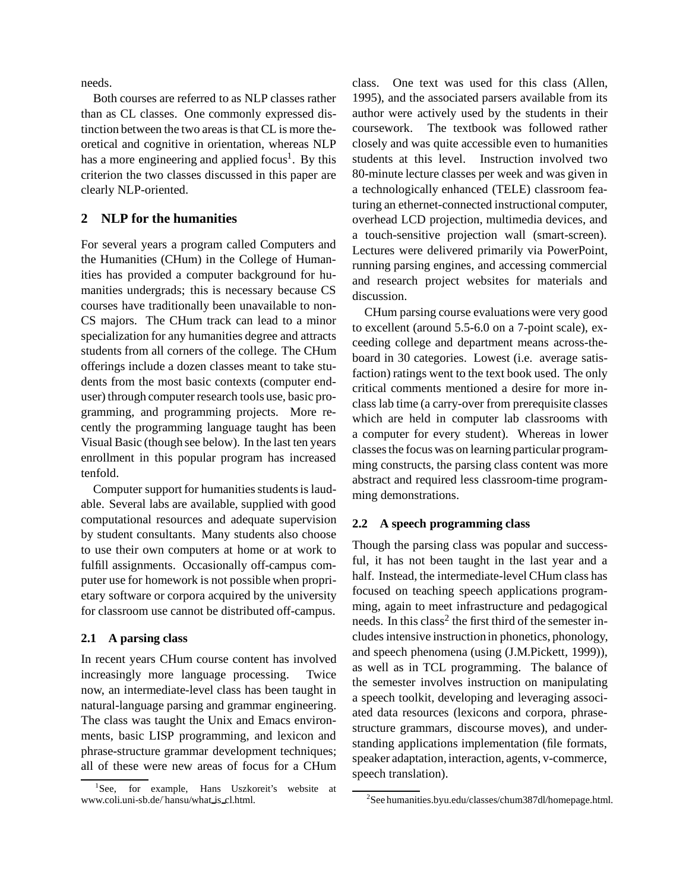needs.

Both courses are referred to as NLP classes rather than as CL classes. One commonly expressed distinction between the two areas is that CL is more theoretical and cognitive in orientation, whereas NLP has a more engineering and applied focus[1]. By this criterion the two classes discussed in this paper are clearly NLP-oriented.

## 2 NLP for the humanities

For several years a program called Computers and the Humanities (CHum) in the College of Humanities has provided a computer background for humanities undergrads; this is necessary because CS courses have traditionally been unavailable to non-CS majors. The CHum track can lead to a minor specialization for any humanities degree and attracts students from all corners of the college. The CHum offerings include a dozen classes meant to take students from the most basic contexts (computer end-user) through computer research tools use, basic programming, and programming projects. More recently the programming language taught has been Visual Basic (though see below). In the last ten years enrollment in this popular program has increased tenfold.

Computer support for humanities students is laudable. Several labs are available, supplied with good computational resources and adequate supervision by student consultants. Many students also choose to use their own computers at home or at work to fulfill assignments. Occasionally off-campus computer use for homework is not possible when proprietary software or corpora acquired by the university for classroom use cannot be distributed off-campus.

### 2.1 A parsing class

In recent years CHum course content has involved increasingly more language processing. Twice now, an intermediate-level class has been taught in natural-language parsing and grammar engineering. The class was taught the Unix and Emacs environments, basic LISP programming, and lexicon and phrase-structure grammar development techniques; all of these were new areas of focus for a CHum class. One text was used for this class (Allen, 1995), and the associated parsers available from its author were actively used by the students in their coursework. The textbook was followed rather closely and was quite accessible even to humanities students at this level. Instruction involved two 80-minute lecture classes per week and was given in a technologically enhanced (TELE) classroom featuring an ethernet-connected instructional computer, overhead LCD projection, multimedia devices, and a touch-sensitive projection wall (smart-screen). Lectures were delivered primarily via PowerPoint, running parsing engines, and accessing commercial and research project websites for materials and discussion.

CHum parsing course evaluations were very good to excellent (around 5.5-6.0 on a 7-point scale), exceeding college and department means across-the-board in 30 categories. Lowest (i.e. average satisfaction) ratings went to the text book used. The only critical comments mentioned a desire for more in-class lab time (a carry-over from prerequisite classes which are held in computer lab classrooms with a computer for every student). Whereas in lower classes the focus was on learning particular programming constructs, the parsing class content was more abstract and required less classroom-time programming demonstrations.

### 2.2 A speech programming class

Though the parsing class was popular and successful, it has not been taught in the last year and a half. Instead, the intermediate-level CHum class has focused on teaching speech applications programming, again to meet infrastructure and pedagogical needs. In this class[2] the first third of the semester includes intensive instruction in phonetics, phonology, and speech phenomena (using (J.M.Pickett, 1999)), as well as in TCL programming. The balance of the semester involves instruction on manipulating a speech toolkit, developing and leveraging associated data resources (lexicons and corpora, phrase-structure grammars, discourse moves), and understanding applications implementation (file formats, speaker adaptation, interaction, agents, v-commerce, speech translation).

[1] See, for example, Hans Uszkoreit's website at www.coli.uni-sb.de/˜hansu/what_is_cl.html.

[2] See humanities.byu.edu/classes/chum387dl/homepage.html.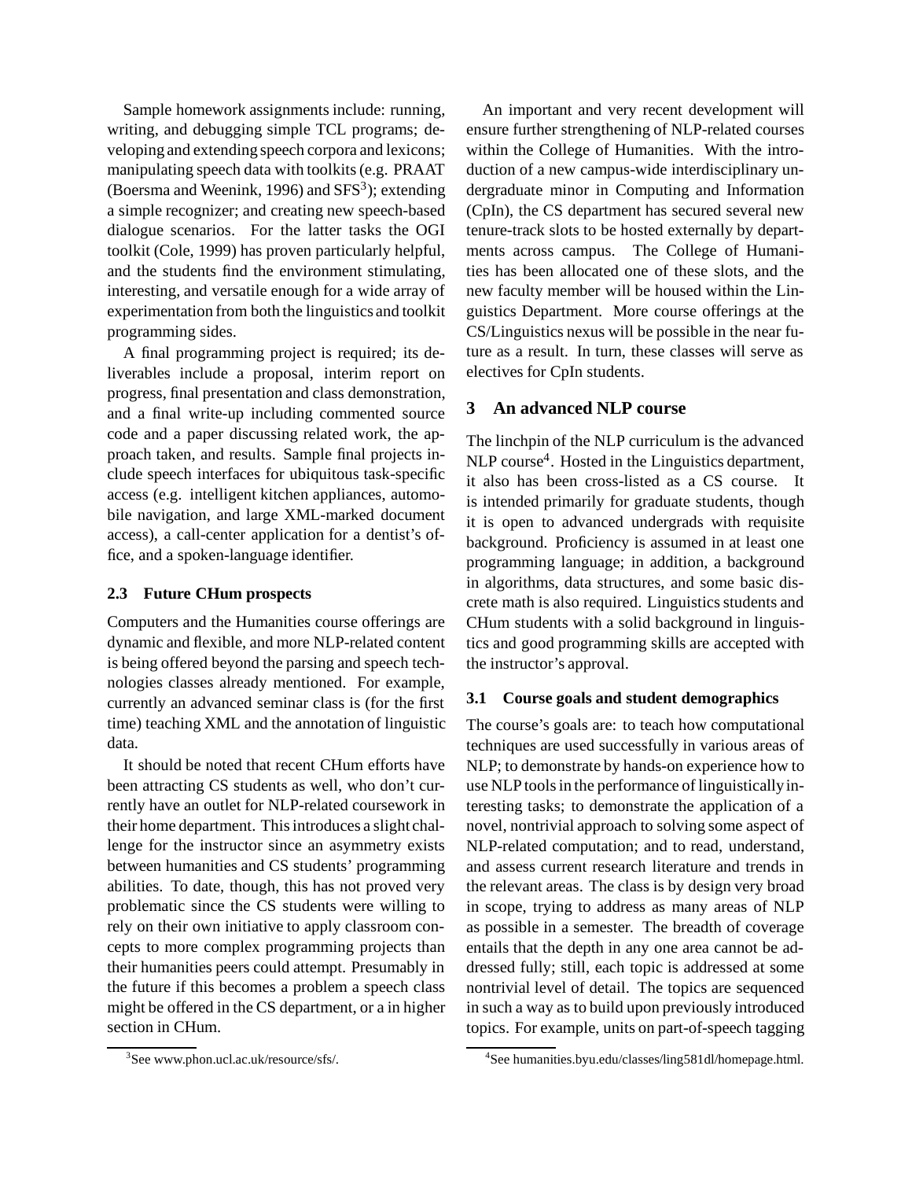Sample homework assignments include: running, writing, and debugging simple TCL programs; developing and extending speech corpora and lexicons; manipulating speech data with toolkits (e.g. PRAAT (Boersma and Weenink, 1996) and SFS[3]); extending a simple recognizer; and creating new speech-based dialogue scenarios. For the latter tasks the OGI toolkit (Cole, 1999) has proven particularly helpful, and the students find the environment stimulating, interesting, and versatile enough for a wide array of experimentation from both the linguistics and toolkit programming sides.

A final programming project is required; its deliverables include a proposal, interim report on progress, final presentation and class demonstration, and a final write-up including commented source code and a paper discussing related work, the approach taken, and results. Sample final projects include speech interfaces for ubiquitous task-specific access (e.g. intelligent kitchen appliances, automobile navigation, and large XML-marked document access), a call-center application for a dentist's office, and a spoken-language identifier.

### 2.3 Future CHum prospects

Computers and the Humanities course offerings are dynamic and flexible, and more NLP-related content is being offered beyond the parsing and speech technologies classes already mentioned. For example, currently an advanced seminar class is (for the first time) teaching XML and the annotation of linguistic data.

It should be noted that recent CHum efforts have been attracting CS students as well, who don't currently have an outlet for NLP-related coursework in their home department. This introduces a slight challenge for the instructor since an asymmetry exists between humanities and CS students' programming abilities. To date, though, this has not proved very problematic since the CS students were willing to rely on their own initiative to apply classroom concepts to more complex programming projects than their humanities peers could attempt. Presumably in the future if this becomes a problem a speech class might be offered in the CS department, or a in higher section in CHum.

[3]See www.phon.ucl.ac.uk/resource/sfs/.

An important and very recent development will ensure further strengthening of NLP-related courses within the College of Humanities. With the introduction of a new campus-wide interdisciplinary undergraduate minor in Computing and Information (CpIn), the CS department has secured several new tenure-track slots to be hosted externally by departments across campus. The College of Humanities has been allocated one of these slots, and the new faculty member will be housed within the Linguistics Department. More course offerings at the CS/Linguistics nexus will be possible in the near future as a result. In turn, these classes will serve as electives for CpIn students.

## 3 An advanced NLP course

The linchpin of the NLP curriculum is the advanced NLP course[4]. Hosted in the Linguistics department, it also has been cross-listed as a CS course. It is intended primarily for graduate students, though it is open to advanced undergrads with requisite background. Proficiency is assumed in at least one programming language; in addition, a background in algorithms, data structures, and some basic discrete math is also required. Linguistics students and CHum students with a solid background in linguistics and good programming skills are accepted with the instructor's approval.

### 3.1 Course goals and student demographics

The course's goals are: to teach how computational techniques are used successfully in various areas of NLP; to demonstrate by hands-on experience how to use NLP tools in the performance of linguistically interesting tasks; to demonstrate the application of a novel, nontrivial approach to solving some aspect of NLP-related computation; and to read, understand, and assess current research literature and trends in the relevant areas. The class is by design very broad in scope, trying to address as many areas of NLP as possible in a semester. The breadth of coverage entails that the depth in any one area cannot be addressed fully; still, each topic is addressed at some nontrivial level of detail. The topics are sequenced in such a way as to build upon previously introduced topics. For example, units on part-of-speech tagging

[4]See humanities.byu.edu/classes/ling581dl/homepage.html.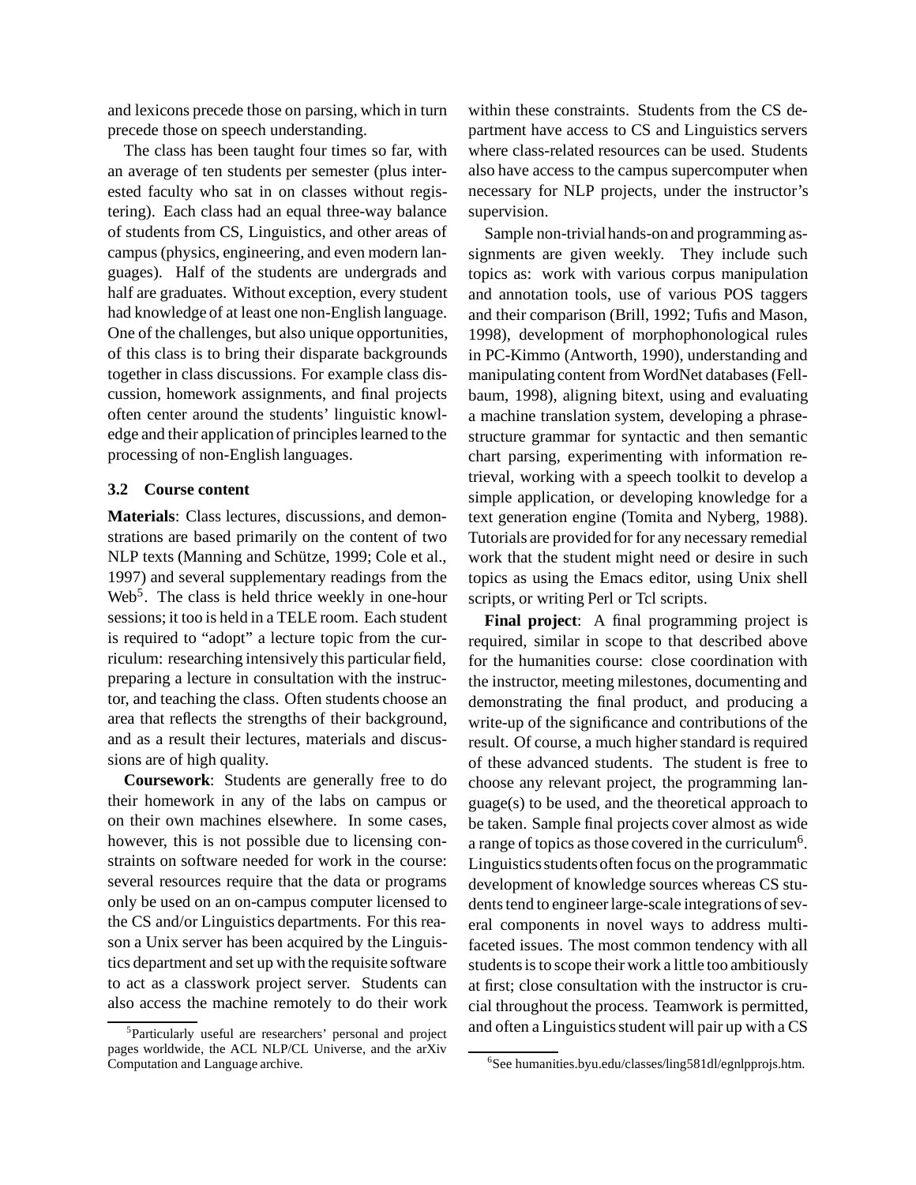and lexicons precede those on parsing, which in turn precede those on speech understanding.

The class has been taught four times so far, with an average of ten students per semester (plus interested faculty who sat in on classes without registering). Each class had an equal three-way balance of students from CS, Linguistics, and other areas of campus (physics, engineering, and even modern languages). Half of the students are undergrads and half are graduates. Without exception, every student had knowledge of at least one non-English language. One of the challenges, but also unique opportunities, of this class is to bring their disparate backgrounds together in class discussions. For example class discussion, homework assignments, and final projects often center around the students' linguistic knowledge and their application of principles learned to the processing of non-English languages.

### 3.2 Course content

**Materials**: Class lectures, discussions, and demonstrations are based primarily on the content of two NLP texts (Manning and Schütze, 1999; Cole et al., 1997) and several supplementary readings from the Web[5]. The class is held thrice weekly in one-hour sessions; it too is held in a TELE room. Each student is required to "adopt" a lecture topic from the curriculum: researching intensively this particular field, preparing a lecture in consultation with the instructor, and teaching the class. Often students choose an area that reflects the strengths of their background, and as a result their lectures, materials and discussions are of high quality.

**Coursework**: Students are generally free to do their homework in any of the labs on campus or on their own machines elsewhere. In some cases, however, this is not possible due to licensing constraints on software needed for work in the course: several resources require that the data or programs only be used on an on-campus computer licensed to the CS and/or Linguistics departments. For this reason a Unix server has been acquired by the Linguistics department and set up with the requisite software to act as a classwork project server. Students can also access the machine remotely to do their work within these constraints. Students from the CS department have access to CS and Linguistics servers where class-related resources can be used. Students also have access to the campus supercomputer when necessary for NLP projects, under the instructor's supervision.

Sample non-trivial hands-on and programming assignments are given weekly. They include such topics as: work with various corpus manipulation and annotation tools, use of various POS taggers and their comparison (Brill, 1992; Tufis and Mason, 1998), development of morphophonological rules in PC-Kimmo (Antworth, 1990), understanding and manipulating content from WordNet databases (Fellbaum, 1998), aligning bitext, using and evaluating a machine translation system, developing a phrase-structure grammar for syntactic and then semantic chart parsing, experimenting with information retrieval, working with a speech toolkit to develop a simple application, or developing knowledge for a text generation engine (Tomita and Nyberg, 1988). Tutorials are provided for for any necessary remedial work that the student might need or desire in such topics as using the Emacs editor, using Unix shell scripts, or writing Perl or Tcl scripts.

**Final project**: A final programming project is required, similar in scope to that described above for the humanities course: close coordination with the instructor, meeting milestones, documenting and demonstrating the final product, and producing a write-up of the significance and contributions of the result. Of course, a much higher standard is required of these advanced students. The student is free to choose any relevant project, the programming language(s) to be used, and the theoretical approach to be taken. Sample final projects cover almost as wide a range of topics as those covered in the curriculum[6]. Linguistics students often focus on the programmatic development of knowledge sources whereas CS students tend to engineer large-scale integrations of several components in novel ways to address multi-faceted issues. The most common tendency with all students is to scope their work a little too ambitiously at first; close consultation with the instructor is crucial throughout the process. Teamwork is permitted, and often a Linguistics student will pair up with a CS

[5] Particularly useful are researchers' personal and project pages worldwide, the ACL NLP/CL Universe, and the arXiv Computation and Language archive.

[6] See humanities.byu.edu/classes/ling581dl/egnlpprojs.htm.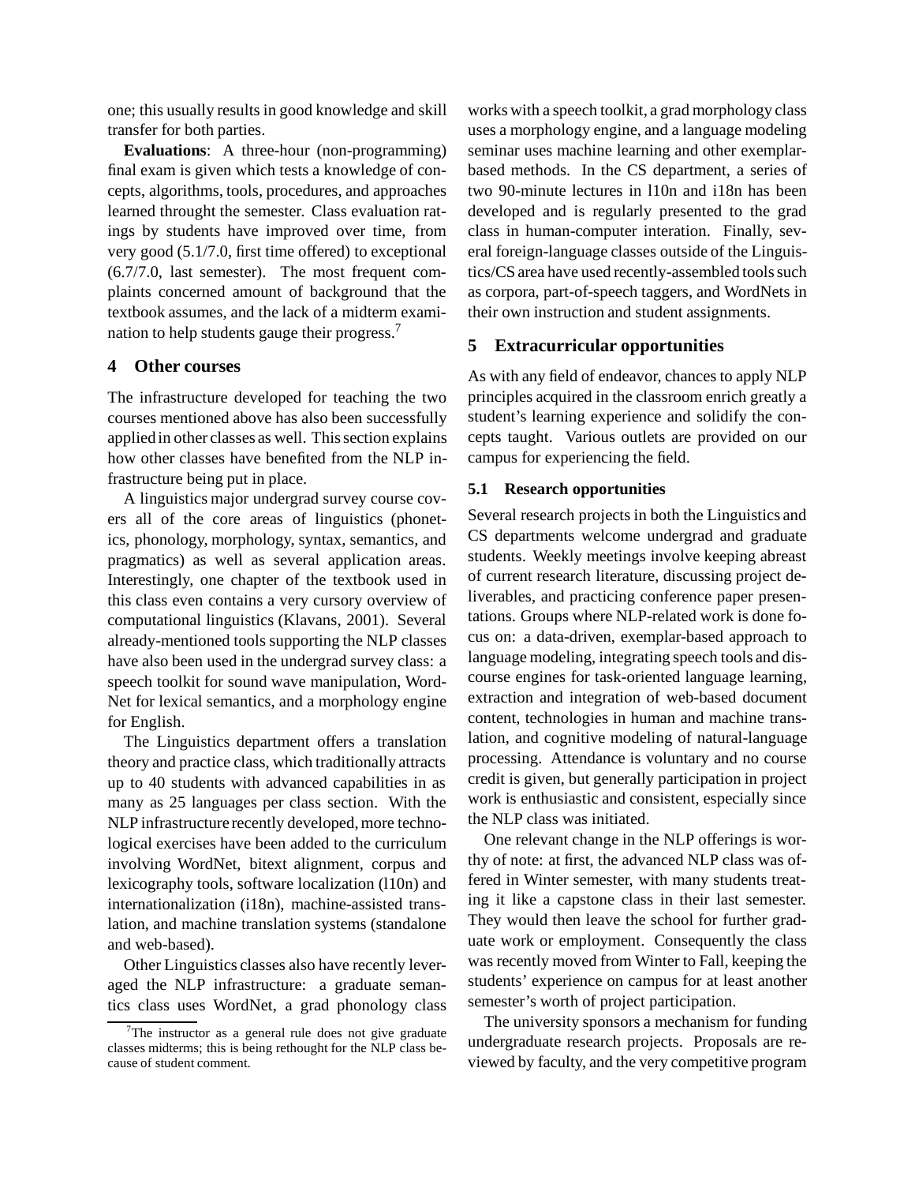one; this usually results in good knowledge and skill transfer for both parties.

**Evaluations**: A three-hour (non-programming) final exam is given which tests a knowledge of concepts, algorithms, tools, procedures, and approaches learned throught the semester. Class evaluation ratings by students have improved over time, from very good (5.1/7.0, first time offered) to exceptional (6.7/7.0, last semester). The most frequent complaints concerned amount of background that the textbook assumes, and the lack of a midterm examination to help students gauge their progress.[7]

## 4 Other courses

The infrastructure developed for teaching the two courses mentioned above has also been successfully applied in other classes as well. This section explains how other classes have benefited from the NLP infrastructure being put in place.

A linguistics major undergrad survey course covers all of the core areas of linguistics (phonetics, phonology, morphology, syntax, semantics, and pragmatics) as well as several application areas. Interestingly, one chapter of the textbook used in this class even contains a very cursory overview of computational linguistics (Klavans, 2001). Several already-mentioned tools supporting the NLP classes have also been used in the undergrad survey class: a speech toolkit for sound wave manipulation, WordNet for lexical semantics, and a morphology engine for English.

The Linguistics department offers a translation theory and practice class, which traditionally attracts up to 40 students with advanced capabilities in as many as 25 languages per class section. With the NLP infrastructure recently developed, more technological exercises have been added to the curriculum involving WordNet, bitext alignment, corpus and lexicography tools, software localization (l10n) and internationalization (i18n), machine-assisted translation, and machine translation systems (standalone and web-based).

Other Linguistics classes also have recently leveraged the NLP infrastructure: a graduate semantics class uses WordNet, a grad phonology class works with a speech toolkit, a grad morphology class uses a morphology engine, and a language modeling seminar uses machine learning and other exemplar-based methods. In the CS department, a series of two 90-minute lectures in l10n and i18n has been developed and is regularly presented to the grad class in human-computer interation. Finally, several foreign-language classes outside of the Linguistics/CS area have used recently-assembled tools such as corpora, part-of-speech taggers, and WordNets in their own instruction and student assignments.

## 5 Extracurricular opportunities

As with any field of endeavor, chances to apply NLP principles acquired in the classroom enrich greatly a student's learning experience and solidify the concepts taught. Various outlets are provided on our campus for experiencing the field.

### 5.1 Research opportunities

Several research projects in both the Linguistics and CS departments welcome undergrad and graduate students. Weekly meetings involve keeping abreast of current research literature, discussing project deliverables, and practicing conference paper presentations. Groups where NLP-related work is done focus on: a data-driven, exemplar-based approach to language modeling, integrating speech tools and discourse engines for task-oriented language learning, extraction and integration of web-based document content, technologies in human and machine translation, and cognitive modeling of natural-language processing. Attendance is voluntary and no course credit is given, but generally participation in project work is enthusiastic and consistent, especially since the NLP class was initiated.

One relevant change in the NLP offerings is worthy of note: at first, the advanced NLP class was offered in Winter semester, with many students treating it like a capstone class in their last semester. They would then leave the school for further graduate work or employment. Consequently the class was recently moved from Winter to Fall, keeping the students' experience on campus for at least another semester's worth of project participation.

The university sponsors a mechanism for funding undergraduate research projects. Proposals are reviewed by faculty, and the very competitive program

[7] The instructor as a general rule does not give graduate classes midterms; this is being rethought for the NLP class because of student comment.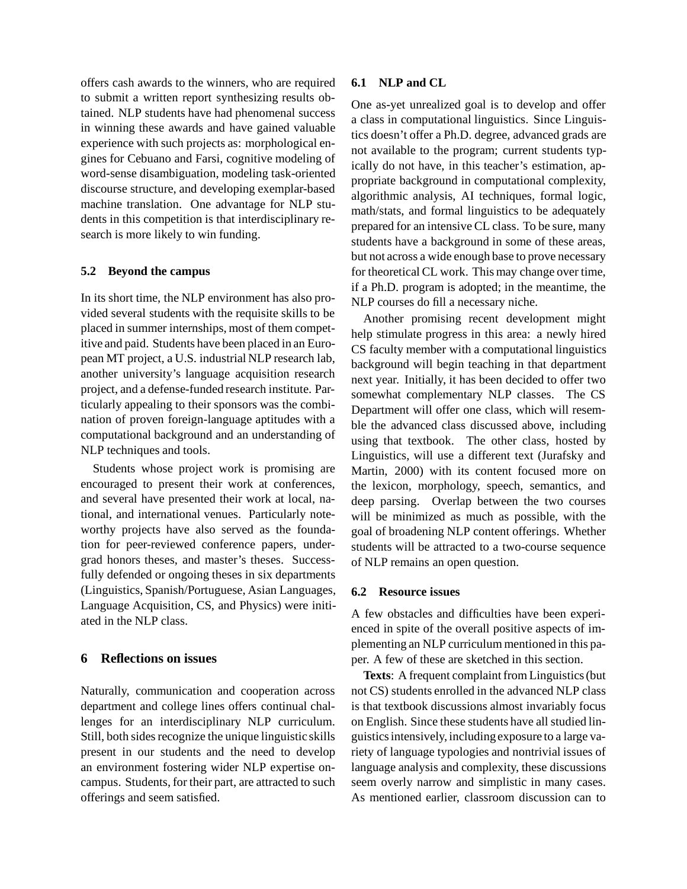offers cash awards to the winners, who are required to submit a written report synthesizing results obtained. NLP students have had phenomenal success in winning these awards and have gained valuable experience with such projects as: morphological engines for Cebuano and Farsi, cognitive modeling of word-sense disambiguation, modeling task-oriented discourse structure, and developing exemplar-based machine translation. One advantage for NLP students in this competition is that interdisciplinary research is more likely to win funding.

### 5.2 Beyond the campus

In its short time, the NLP environment has also provided several students with the requisite skills to be placed in summer internships, most of them competitive and paid. Students have been placed in an European MT project, a U.S. industrial NLP research lab, another university's language acquisition research project, and a defense-funded research institute. Particularly appealing to their sponsors was the combination of proven foreign-language aptitudes with a computational background and an understanding of NLP techniques and tools.

Students whose project work is promising are encouraged to present their work at conferences, and several have presented their work at local, national, and international venues. Particularly noteworthy projects have also served as the foundation for peer-reviewed conference papers, undergrad honors theses, and master's theses. Successfully defended or ongoing theses in six departments (Linguistics, Spanish/Portuguese, Asian Languages, Language Acquisition, CS, and Physics) were initiated in the NLP class.

## 6 Reflections on issues

Naturally, communication and cooperation across department and college lines offers continual challenges for an interdisciplinary NLP curriculum. Still, both sides recognize the unique linguistic skills present in our students and the need to develop an environment fostering wider NLP expertise on-campus. Students, for their part, are attracted to such offerings and seem satisfied.

### 6.1 NLP and CL

One as-yet unrealized goal is to develop and offer a class in computational linguistics. Since Linguistics doesn't offer a Ph.D. degree, advanced grads are not available to the program; current students typically do not have, in this teacher's estimation, appropriate background in computational complexity, algorithmic analysis, AI techniques, formal logic, math/stats, and formal linguistics to be adequately prepared for an intensive CL class. To be sure, many students have a background in some of these areas, but not across a wide enough base to prove necessary for theoretical CL work. This may change over time, if a Ph.D. program is adopted; in the meantime, the NLP courses do fill a necessary niche.

Another promising recent development might help stimulate progress in this area: a newly hired CS faculty member with a computational linguistics background will begin teaching in that department next year. Initially, it has been decided to offer two somewhat complementary NLP classes. The CS Department will offer one class, which will resemble the advanced class discussed above, including using that textbook. The other class, hosted by Linguistics, will use a different text (Jurafsky and Martin, 2000) with its content focused more on the lexicon, morphology, speech, semantics, and deep parsing. Overlap between the two courses will be minimized as much as possible, with the goal of broadening NLP content offerings. Whether students will be attracted to a two-course sequence of NLP remains an open question.

### 6.2 Resource issues

A few obstacles and difficulties have been experienced in spite of the overall positive aspects of implementing an NLP curriculum mentioned in this paper. A few of these are sketched in this section.

**Texts**: A frequent complaint from Linguistics (but not CS) students enrolled in the advanced NLP class is that textbook discussions almost invariably focus on English. Since these students have all studied linguistics intensively, including exposure to a large variety of language typologies and nontrivial issues of language analysis and complexity, these discussions seem overly narrow and simplistic in many cases. As mentioned earlier, classroom discussion can to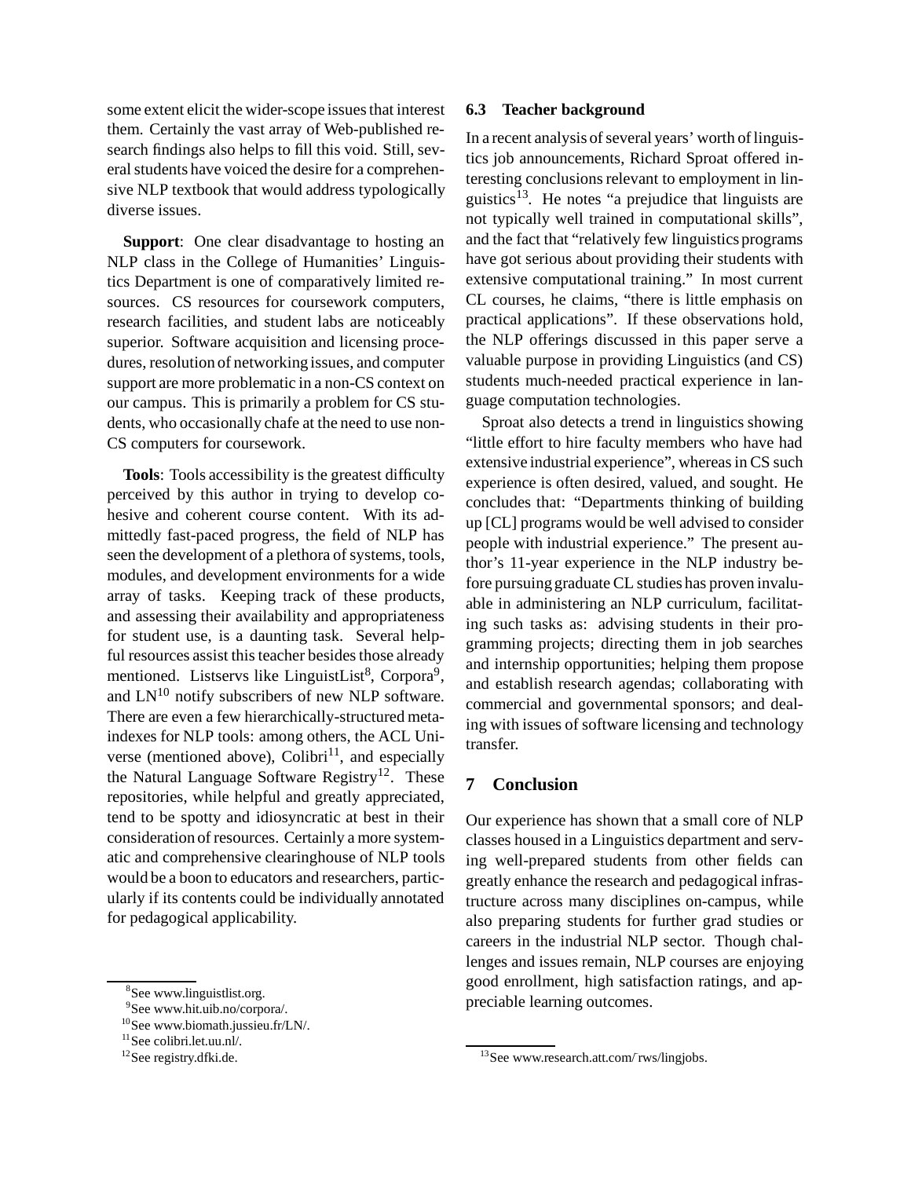some extent elicit the wider-scope issues that interest them. Certainly the vast array of Web-published research findings also helps to fill this void. Still, several students have voiced the desire for a comprehensive NLP textbook that would address typologically diverse issues.

**Support**: One clear disadvantage to hosting an NLP class in the College of Humanities' Linguistics Department is one of comparatively limited resources. CS resources for coursework computers, research facilities, and student labs are noticeably superior. Software acquisition and licensing procedures, resolution of networking issues, and computer support are more problematic in a non-CS context on our campus. This is primarily a problem for CS students, who occasionally chafe at the need to use non-CS computers for coursework.

**Tools**: Tools accessibility is the greatest difficulty perceived by this author in trying to develop cohesive and coherent course content. With its admittedly fast-paced progress, the field of NLP has seen the development of a plethora of systems, tools, modules, and development environments for a wide array of tasks. Keeping track of these products, and assessing their availability and appropriateness for student use, is a daunting task. Several helpful resources assist this teacher besides those already mentioned. Listservs like LinguistList[8], Corpora[9], and LN[10] notify subscribers of new NLP software. There are even a few hierarchically-structured meta-indexes for NLP tools: among others, the ACL Universe (mentioned above), Colibri[11], and especially the Natural Language Software Registry[12]. These repositories, while helpful and greatly appreciated, tend to be spotty and idiosyncratic at best in their consideration of resources. Certainly a more systematic and comprehensive clearinghouse of NLP tools would be a boon to educators and researchers, particularly if its contents could be individually annotated for pedagogical applicability.

[8] See www.linguistlist.org.

[9] See www.hit.uib.no/corpora/.

[10] See www.biomath.jussieu.fr/LN/.

[11] See colibri.let.uu.nl/.

[12] See registry.dfki.de.

### 6.3 Teacher background

In a recent analysis of several years' worth of linguistics job announcements, Richard Sproat offered interesting conclusions relevant to employment in linguistics[13]. He notes "a prejudice that linguists are not typically well trained in computational skills", and the fact that "relatively few linguistics programs have got serious about providing their students with extensive computational training." In most current CL courses, he claims, "there is little emphasis on practical applications". If these observations hold, the NLP offerings discussed in this paper serve a valuable purpose in providing Linguistics (and CS) students much-needed practical experience in language computation technologies.

Sproat also detects a trend in linguistics showing "little effort to hire faculty members who have had extensive industrial experience", whereas in CS such experience is often desired, valued, and sought. He concludes that: "Departments thinking of building up [CL] programs would be well advised to consider people with industrial experience." The present author's 11-year experience in the NLP industry before pursuing graduate CL studies has proven invaluable in administering an NLP curriculum, facilitating such tasks as: advising students in their programming projects; directing them in job searches and internship opportunities; helping them propose and establish research agendas; collaborating with commercial and governmental sponsors; and dealing with issues of software licensing and technology transfer.

## 7 Conclusion

Our experience has shown that a small core of NLP classes housed in a Linguistics department and serving well-prepared students from other fields can greatly enhance the research and pedagogical infrastructure across many disciplines on-campus, while also preparing students for further grad studies or careers in the industrial NLP sector. Though challenges and issues remain, NLP courses are enjoying good enrollment, high satisfaction ratings, and appreciable learning outcomes.

[13] See www.research.att.com/˜rws/lingjobs.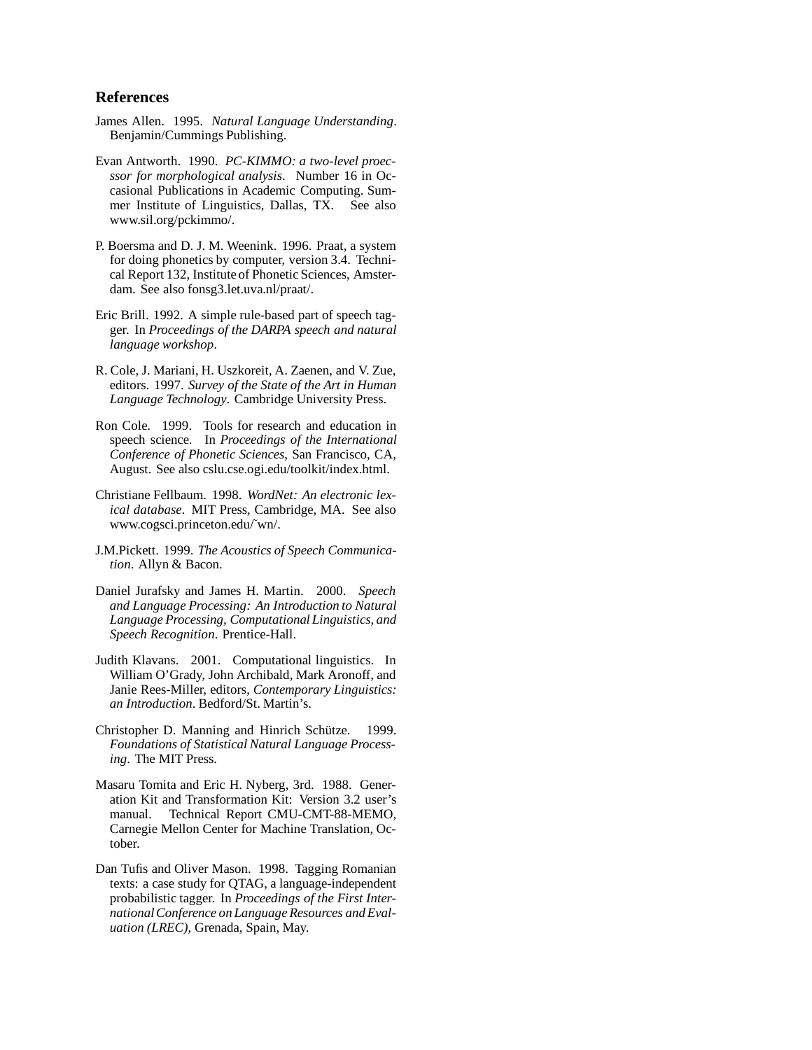## References

James Allen. 1995. *Natural Language Understanding*. Benjamin/Cummings Publishing.

Evan Antworth. 1990. *PC-KIMMO: a two-level proecssor for morphological analysis*. Number 16 in Occasional Publications in Academic Computing. Summer Institute of Linguistics, Dallas, TX. See also www.sil.org/pckimmo/.

P. Boersma and D. J. M. Weenink. 1996. Praat, a system for doing phonetics by computer, version 3.4. Technical Report 132, Institute of Phonetic Sciences, Amsterdam. See also fonsg3.let.uva.nl/praat/.

Eric Brill. 1992. A simple rule-based part of speech tagger. In *Proceedings of the DARPA speech and natural language workshop*.

R. Cole, J. Mariani, H. Uszkoreit, A. Zaenen, and V. Zue, editors. 1997. *Survey of the State of the Art in Human Language Technology*. Cambridge University Press.

Ron Cole. 1999. Tools for research and education in speech science. In *Proceedings of the International Conference of Phonetic Sciences*, San Francisco, CA, August. See also cslu.cse.ogi.edu/toolkit/index.html.

Christiane Fellbaum. 1998. *WordNet: An electronic lexical database*. MIT Press, Cambridge, MA. See also www.cogsci.princeton.edu/˜wn/.

J.M.Pickett. 1999. *The Acoustics of Speech Communication*. Allyn & Bacon.

Daniel Jurafsky and James H. Martin. 2000. *Speech and Language Processing: An Introduction to Natural Language Processing, Computational Linguistics, and Speech Recognition*. Prentice-Hall.

Judith Klavans. 2001. Computational linguistics. In William O'Grady, John Archibald, Mark Aronoff, and Janie Rees-Miller, editors, *Contemporary Linguistics: an Introduction*. Bedford/St. Martin's.

Christopher D. Manning and Hinrich Schütze. 1999. *Foundations of Statistical Natural Language Processing*. The MIT Press.

Masaru Tomita and Eric H. Nyberg, 3rd. 1988. Generation Kit and Transformation Kit: Version 3.2 user's manual. Technical Report CMU-CMT-88-MEMO, Carnegie Mellon Center for Machine Translation, October.

Dan Tufis and Oliver Mason. 1998. Tagging Romanian texts: a case study for QTAG, a language-independent probabilistic tagger. In *Proceedings of the First International Conference on Language Resources and Evaluation (LREC)*, Grenada, Spain, May.